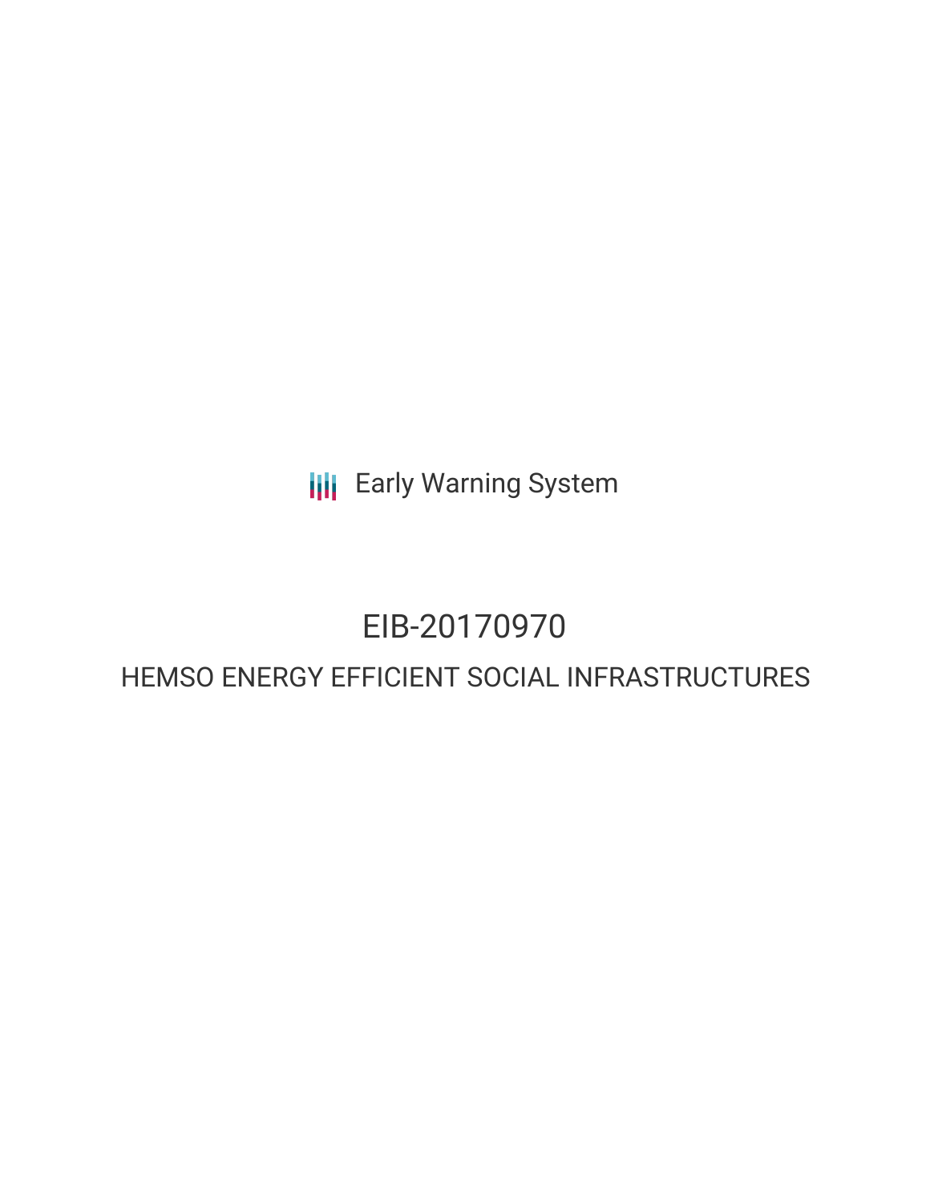Early Warning System

# EIB-20170970

## HEMSO ENERGY EFFICIENT SOCIAL INFRASTRUCTURES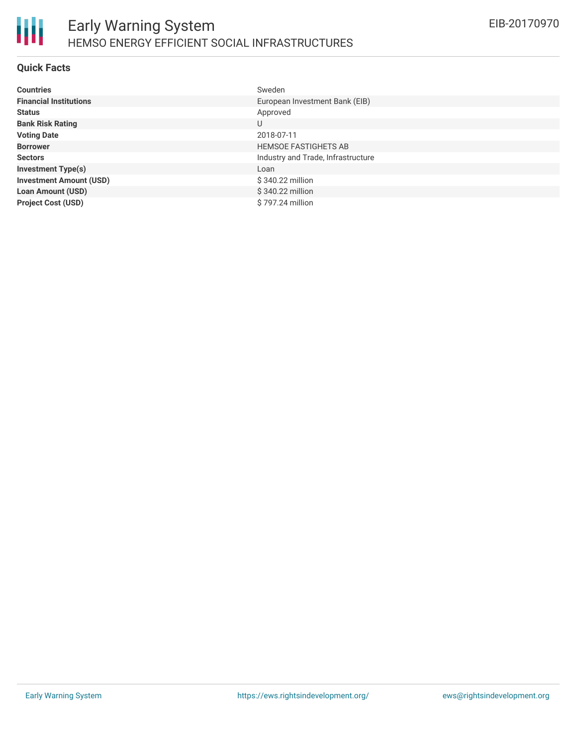## Quick Facts

| | |
|---|---|
| **Countries** | Sweden |
| **Financial Institutions** | European Investment Bank (EIB) |
| **Status** | Approved |
| **Bank Risk Rating** | U |
| **Voting Date** | 2018-07-11 |
| **Borrower** | HEMSOE FASTIGHETS AB |
| **Sectors** | Industry and Trade, Infrastructure |
| **Investment Type(s)** | Loan |
| **Investment Amount (USD)** | $ 340.22 million |
| **Loan Amount (USD)** | $ 340.22 million |
| **Project Cost (USD)** | $ 797.24 million |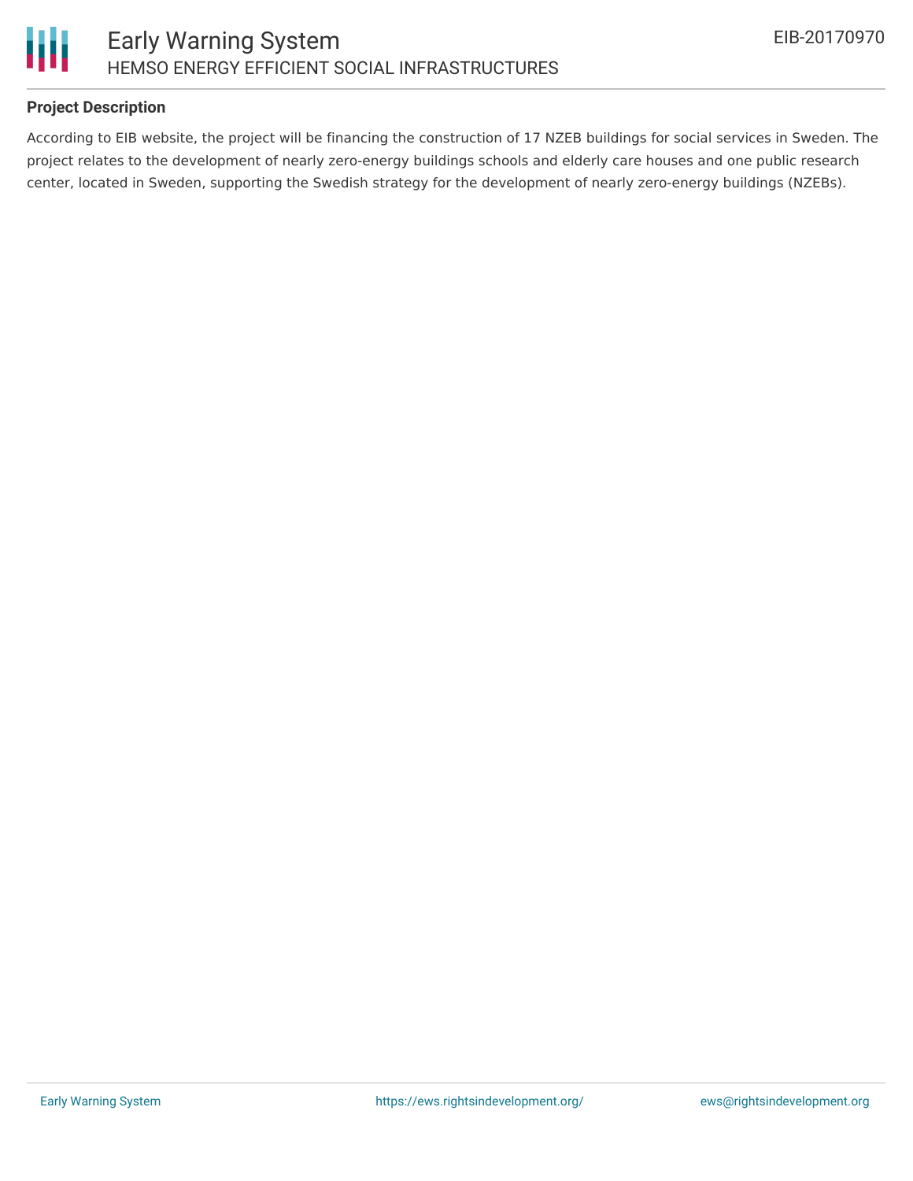**Project Description**

According to EIB website, the project will be financing the construction of 17 NZEB buildings for social services in Sweden. The project relates to the development of nearly zero-energy buildings schools and elderly care houses and one public research center, located in Sweden, supporting the Swedish strategy for the development of nearly zero-energy buildings (NZEBs).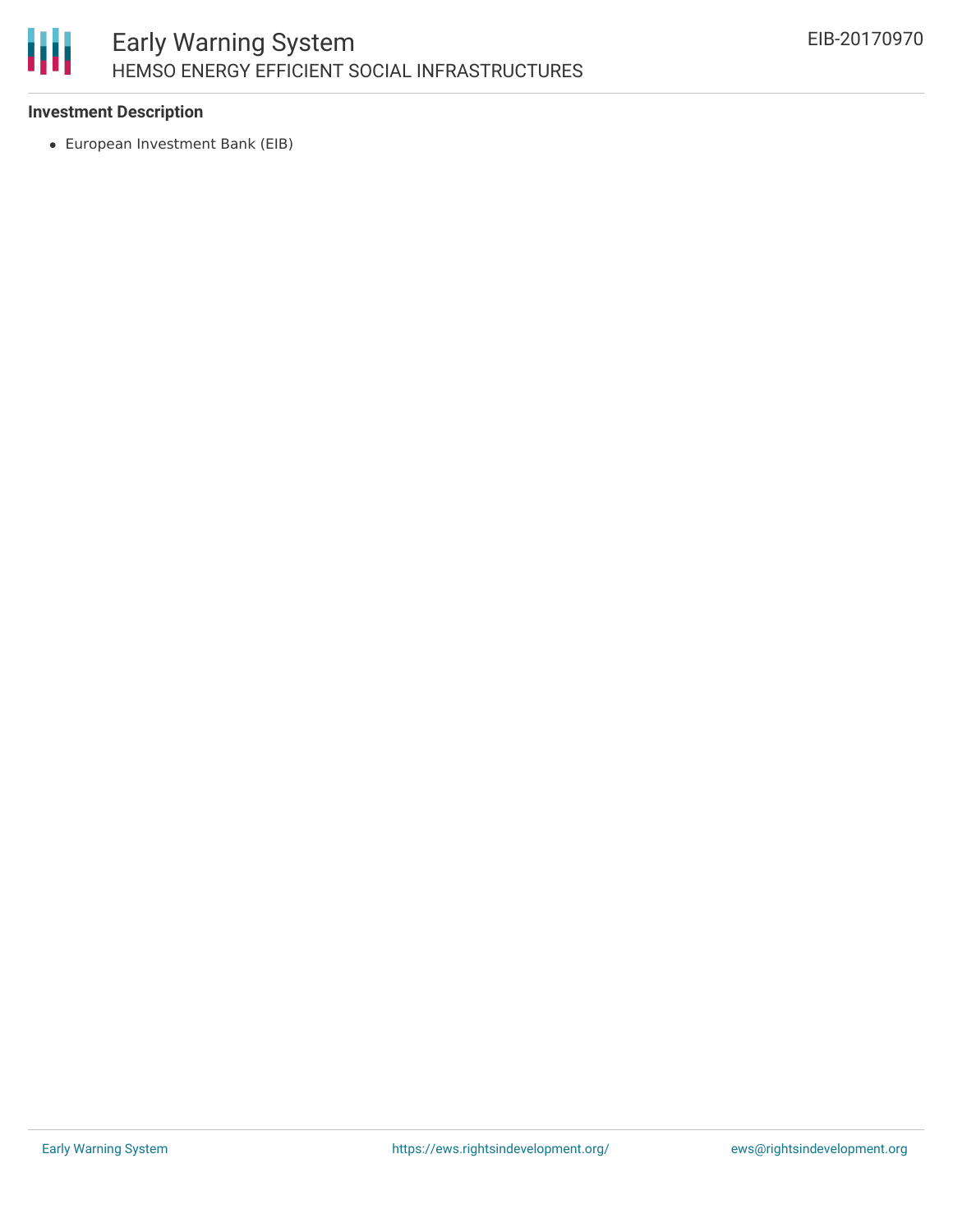**Investment Description**

- European Investment Bank (EIB)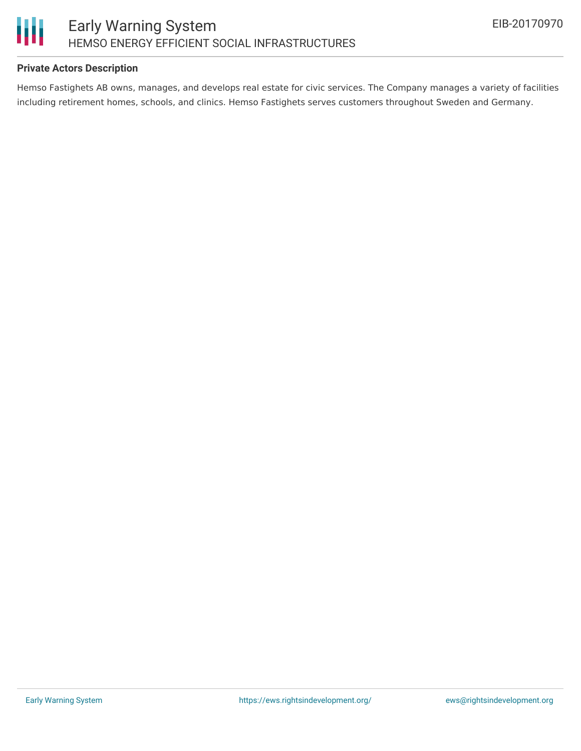**Private Actors Description**

Hemso Fastighets AB owns, manages, and develops real estate for civic services. The Company manages a variety of facilities including retirement homes, schools, and clinics. Hemso Fastighets serves customers throughout Sweden and Germany.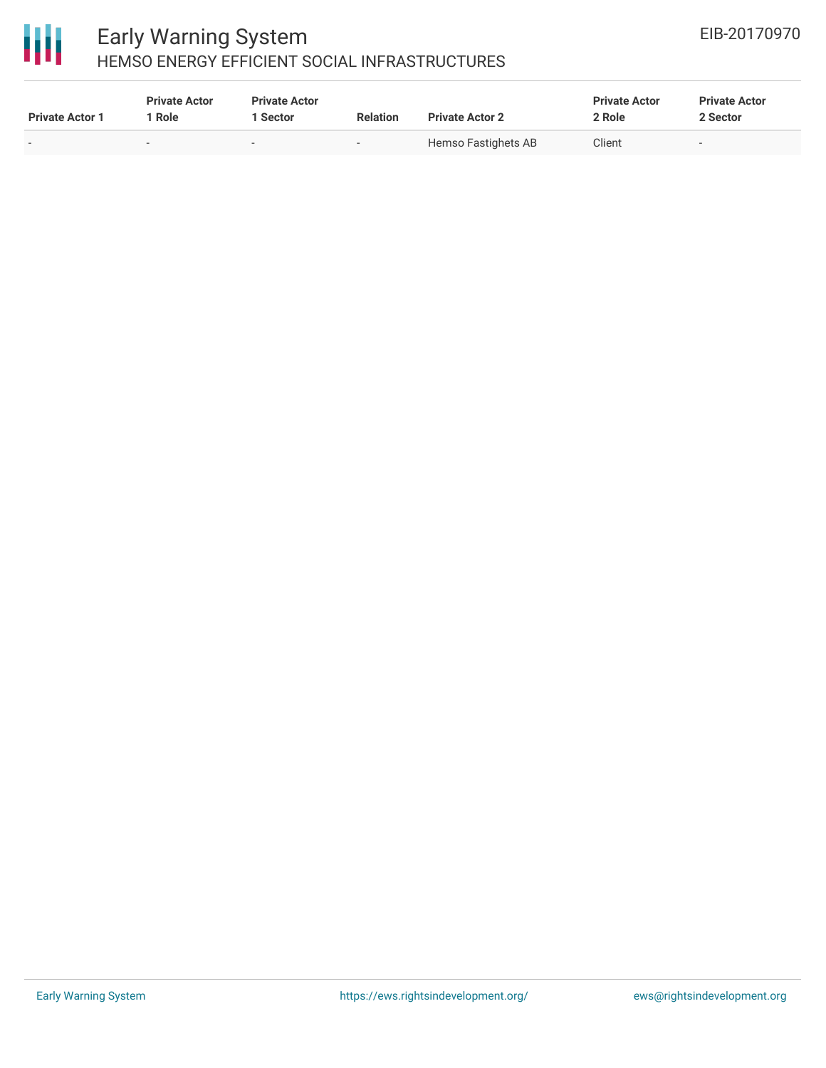| Private Actor 1 | Private Actor 1 Role | Private Actor 1 Sector | Relation | Private Actor 2 | Private Actor 2 Role | Private Actor 2 Sector |
|---|---|---|---|---|---|---|
| - | - | - | - | Hemso Fastighets AB | Client | - |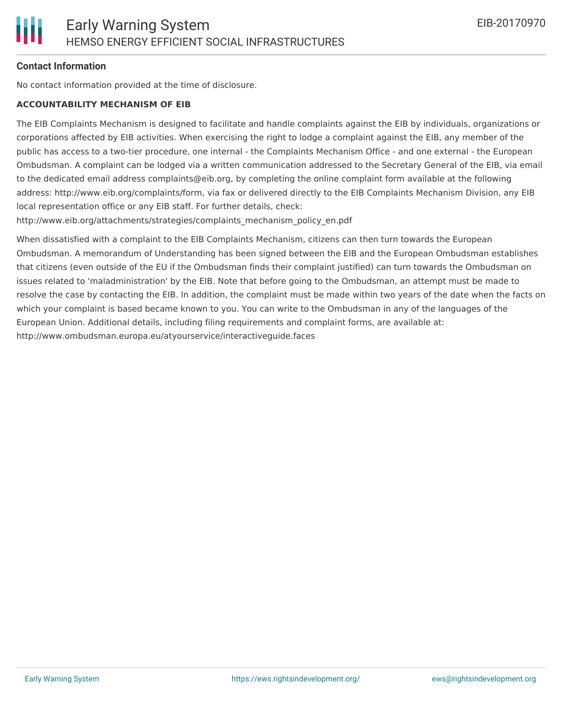**Contact Information**

No contact information provided at the time of disclosure.

**ACCOUNTABILITY MECHANISM OF EIB**

The EIB Complaints Mechanism is designed to facilitate and handle complaints against the EIB by individuals, organizations or corporations affected by EIB activities. When exercising the right to lodge a complaint against the EIB, any member of the public has access to a two-tier procedure, one internal - the Complaints Mechanism Office - and one external - the European Ombudsman. A complaint can be lodged via a written communication addressed to the Secretary General of the EIB, via email to the dedicated email address complaints@eib.org, by completing the online complaint form available at the following address: http://www.eib.org/complaints/form, via fax or delivered directly to the EIB Complaints Mechanism Division, any EIB local representation office or any EIB staff. For further details, check: http://www.eib.org/attachments/strategies/complaints_mechanism_policy_en.pdf

When dissatisfied with a complaint to the EIB Complaints Mechanism, citizens can then turn towards the European Ombudsman. A memorandum of Understanding has been signed between the EIB and the European Ombudsman establishes that citizens (even outside of the EU if the Ombudsman finds their complaint justified) can turn towards the Ombudsman on issues related to 'maladministration' by the EIB. Note that before going to the Ombudsman, an attempt must be made to resolve the case by contacting the EIB. In addition, the complaint must be made within two years of the date when the facts on which your complaint is based became known to you. You can write to the Ombudsman in any of the languages of the European Union. Additional details, including filing requirements and complaint forms, are available at: http://www.ombudsman.europa.eu/atyourservice/interactiveguide.faces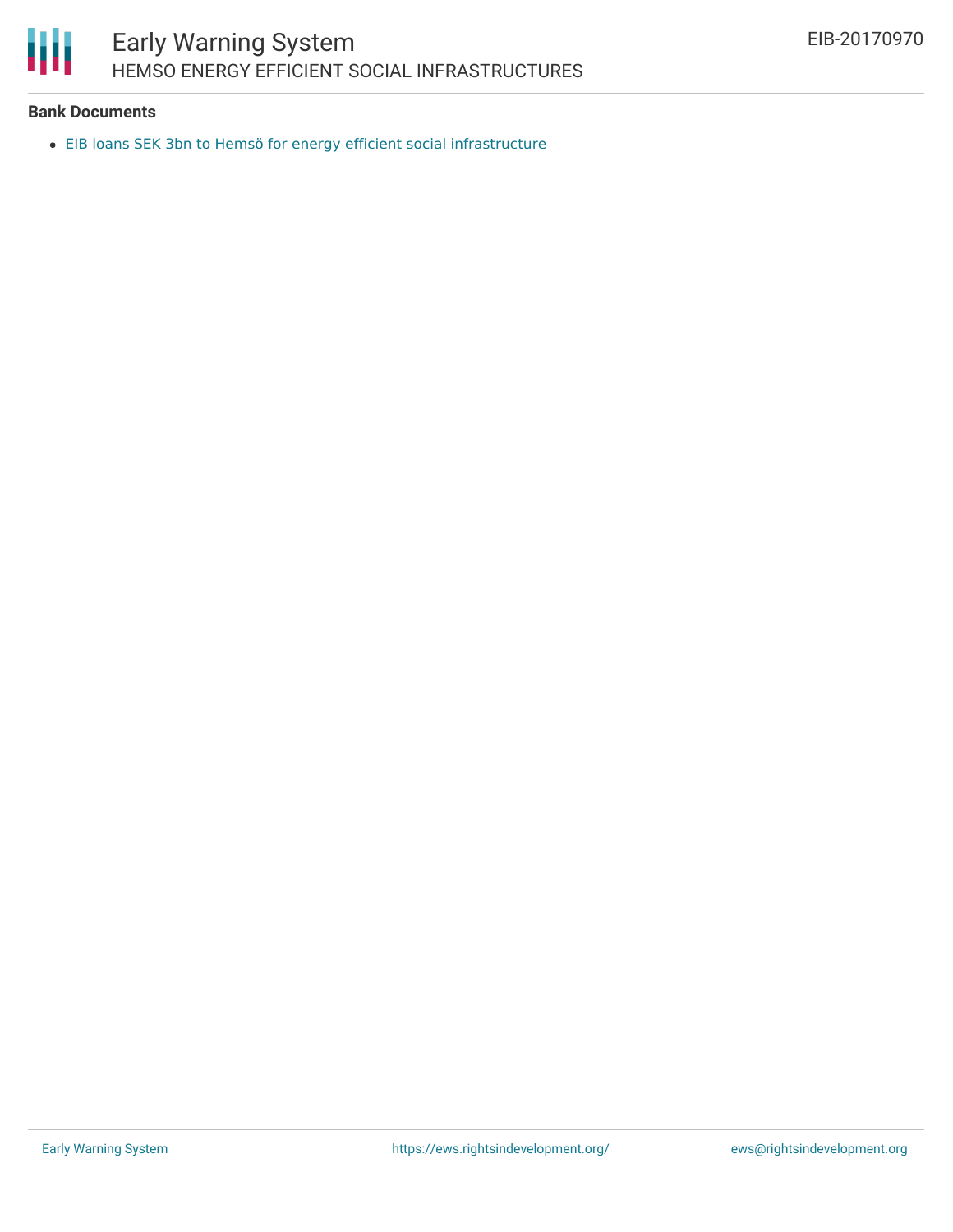**Bank Documents**

- EIB loans SEK 3bn to Hemsö for energy efficient social infrastructure